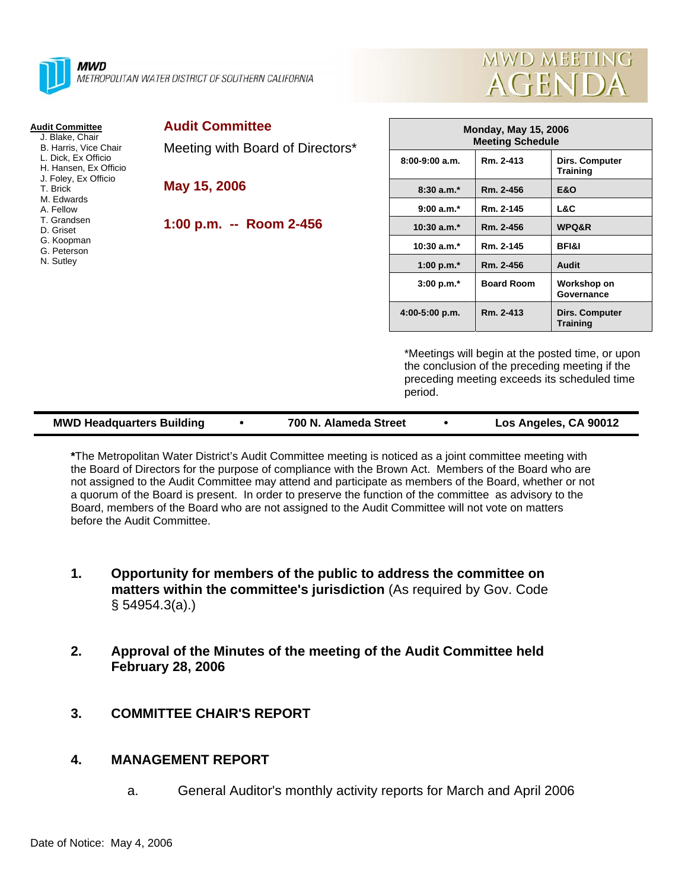**MWD**
METROPOLITAN WATER DISTRICT OF SOUTHERN CALIFORNIA

# MWD MEETING AGENDA

**Audit Committee**
J. Blake, Chair
B. Harris, Vice Chair
L. Dick, Ex Officio
H. Hansen, Ex Officio
J. Foley, Ex Officio
T. Brick
M. Edwards
A. Fellow
T. Grandsen
D. Griset
G. Koopman
G. Peterson
N. Sutley

## Audit Committee

Meeting with Board of Directors*

**May 15, 2006**

**1:00 p.m. -- Room 2-456**

| Monday, May 15, 2006 Meeting Schedule | | |
|---|---|---|
| 8:00-9:00 a.m. | Rm. 2-413 | Dirs. Computer Training |
| 8:30 a.m.* | Rm. 2-456 | E&O |
| 9:00 a.m.* | Rm. 2-145 | L&C |
| 10:30 a.m.* | Rm. 2-456 | WPQ&R |
| 10:30 a.m.* | Rm. 2-145 | BFI&I |
| 1:00 p.m.* | Rm. 2-456 | Audit |
| 3:00 p.m.* | Board Room | Workshop on Governance |
| 4:00-5:00 p.m. | Rm. 2-413 | Dirs. Computer Training |

*Meetings will begin at the posted time, or upon the conclusion of the preceding meeting if the preceding meeting exceeds its scheduled time period.

**MWD Headquarters Building • 700 N. Alameda Street • Los Angeles, CA 90012**

**\***The Metropolitan Water District's Audit Committee meeting is noticed as a joint committee meeting with the Board of Directors for the purpose of compliance with the Brown Act. Members of the Board who are not assigned to the Audit Committee may attend and participate as members of the Board, whether or not a quorum of the Board is present. In order to preserve the function of the committee as advisory to the Board, members of the Board who are not assigned to the Audit Committee will not vote on matters before the Audit Committee.

1. **Opportunity for members of the public to address the committee on matters within the committee's jurisdiction** (As required by Gov. Code § 54954.3(a).)

2. **Approval of the Minutes of the meeting of the Audit Committee held February 28, 2006**

3. **COMMITTEE CHAIR'S REPORT**

4. **MANAGEMENT REPORT**

   a. General Auditor's monthly activity reports for March and April 2006

Date of Notice: May 4, 2006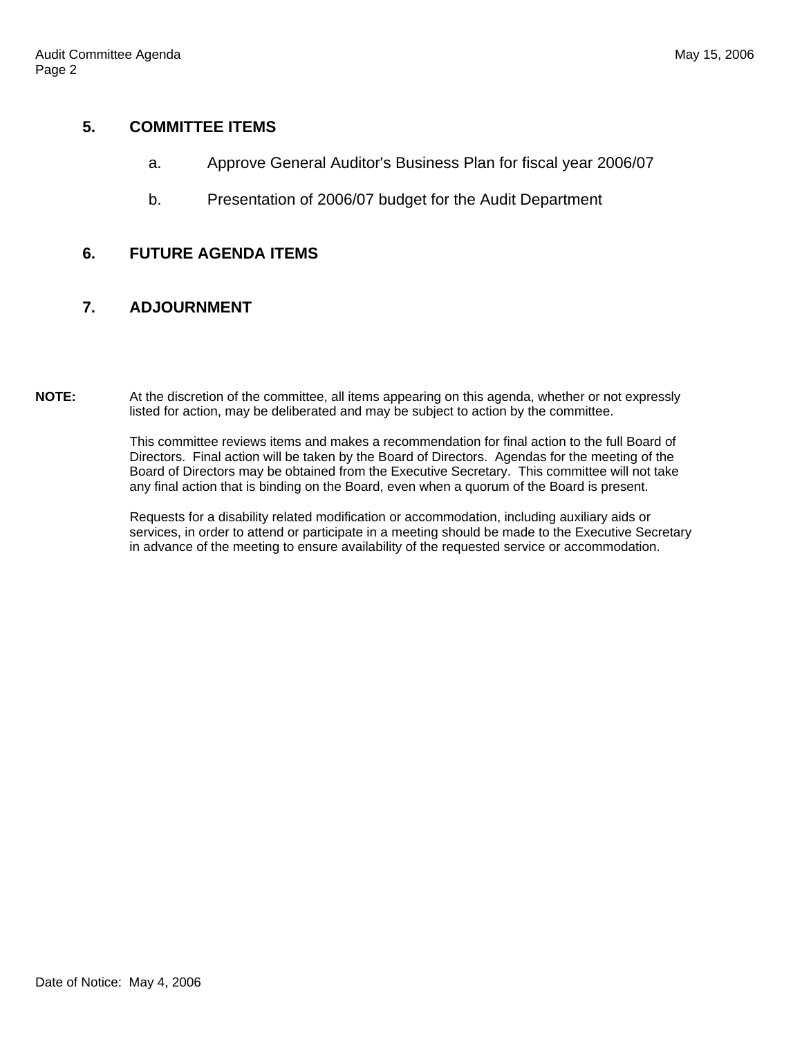## 5. COMMITTEE ITEMS

a. Approve General Auditor's Business Plan for fiscal year 2006/07

b. Presentation of 2006/07 budget for the Audit Department

## 6. FUTURE AGENDA ITEMS

## 7. ADJOURNMENT

**NOTE:** At the discretion of the committee, all items appearing on this agenda, whether or not expressly listed for action, may be deliberated and may be subject to action by the committee.

This committee reviews items and makes a recommendation for final action to the full Board of Directors. Final action will be taken by the Board of Directors. Agendas for the meeting of the Board of Directors may be obtained from the Executive Secretary. This committee will not take any final action that is binding on the Board, even when a quorum of the Board is present.

Requests for a disability related modification or accommodation, including auxiliary aids or services, in order to attend or participate in a meeting should be made to the Executive Secretary in advance of the meeting to ensure availability of the requested service or accommodation.

Date of Notice: May 4, 2006